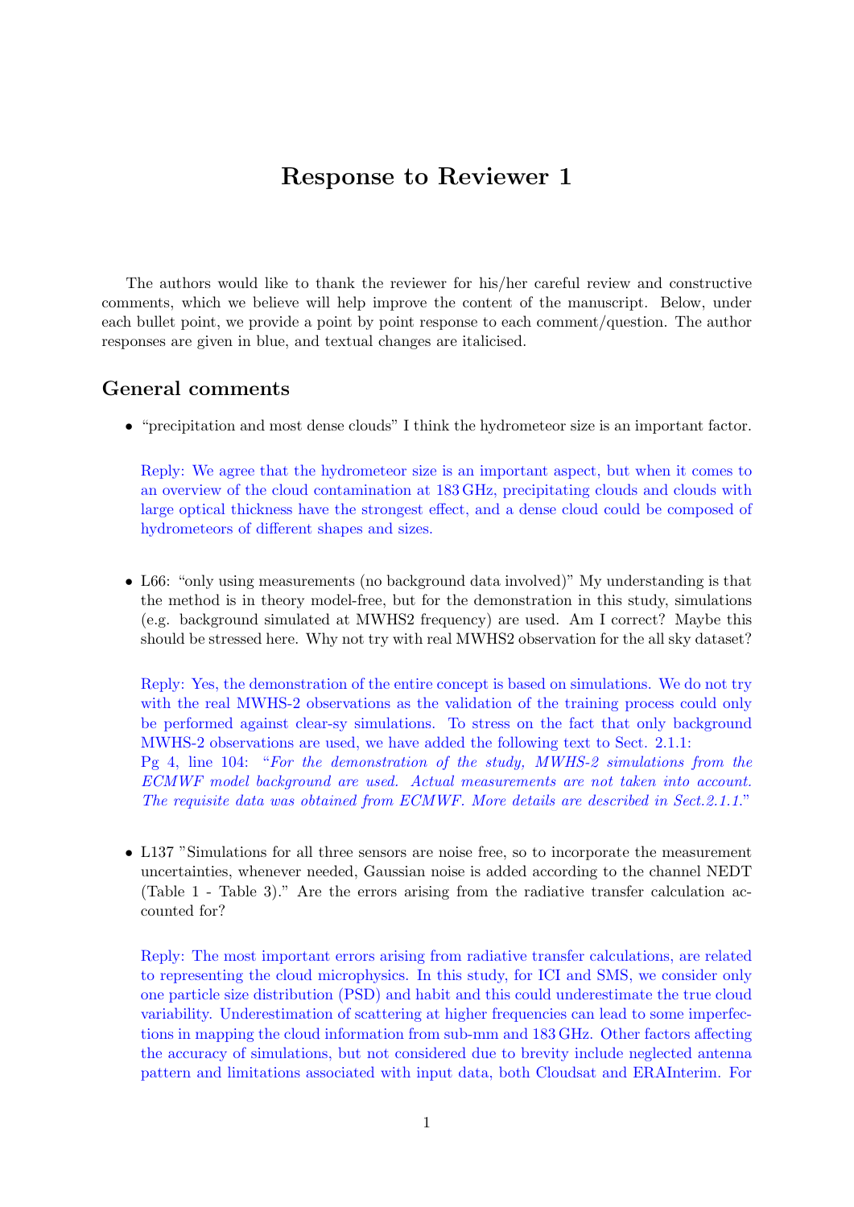# Response to Reviewer 1

The authors would like to thank the reviewer for his/her careful review and constructive comments, which we believe will help improve the content of the manuscript. Below, under each bullet point, we provide a point by point response to each comment/question. The author responses are given in blue, and textual changes are italicised.

## General comments

- "precipitation and most dense clouds" I think the hydrometeor size is an important factor.

  Reply: We agree that the hydrometeor size is an important aspect, but when it comes to an overview of the cloud contamination at 183 GHz, precipitating clouds and clouds with large optical thickness have the strongest effect, and a dense cloud could be composed of hydrometeors of different shapes and sizes.

- L66: "only using measurements (no background data involved)" My understanding is that the method is in theory model-free, but for the demonstration in this study, simulations (e.g. background simulated at MWHS2 frequency) are used. Am I correct? Maybe this should be stressed here. Why not try with real MWHS2 observation for the all sky dataset?

  Reply: Yes, the demonstration of the entire concept is based on simulations. We do not try with the real MWHS-2 observations as the validation of the training process could only be performed against clear-sy simulations. To stress on the fact that only background MWHS-2 observations are used, we have added the following text to Sect. 2.1.1:
  Pg 4, line 104: "*For the demonstration of the study, MWHS-2 simulations from the ECMWF model background are used. Actual measurements are not taken into account. The requisite data was obtained from ECMWF. More details are described in Sect.2.1.1.*"

- L137 "Simulations for all three sensors are noise free, so to incorporate the measurement uncertainties, whenever needed, Gaussian noise is added according to the channel NEDT (Table 1 - Table 3)." Are the errors arising from the radiative transfer calculation accounted for?

  Reply: The most important errors arising from radiative transfer calculations, are related to representing the cloud microphysics. In this study, for ICI and SMS, we consider only one particle size distribution (PSD) and habit and this could underestimate the true cloud variability. Underestimation of scattering at higher frequencies can lead to some imperfections in mapping the cloud information from sub-mm and 183 GHz. Other factors affecting the accuracy of simulations, but not considered due to brevity include neglected antenna pattern and limitations associated with input data, both Cloudsat and ERAInterim. For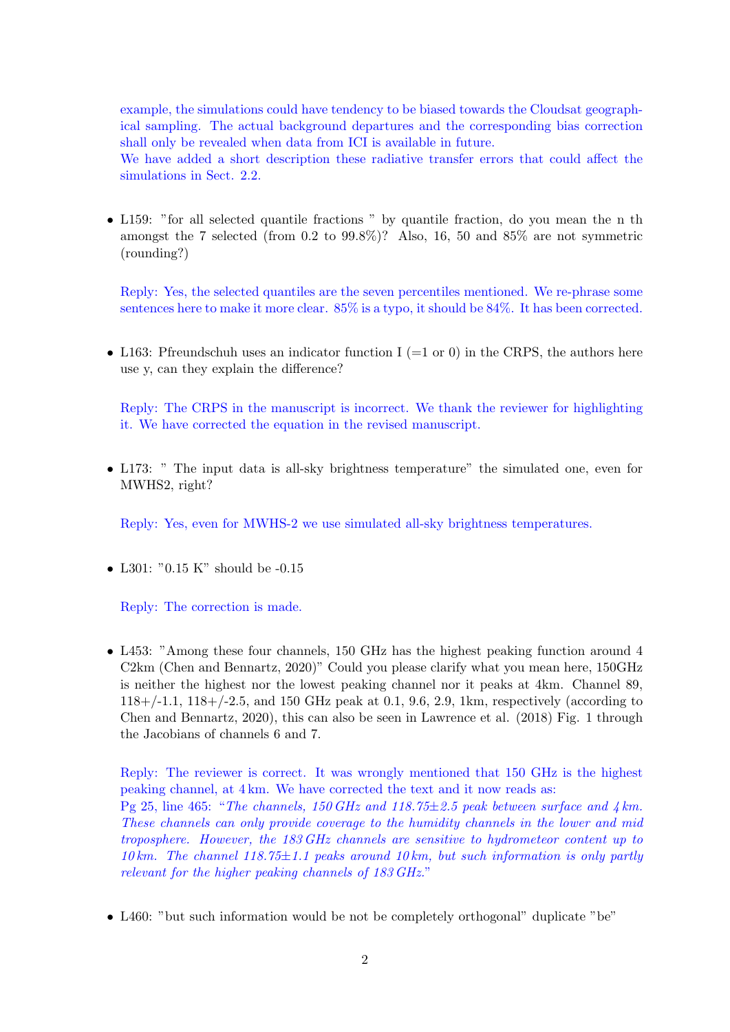example, the simulations could have tendency to be biased towards the Cloudsat geographical sampling. The actual background departures and the corresponding bias correction shall only be revealed when data from ICI is available in future.
We have added a short description these radiative transfer errors that could affect the simulations in Sect. 2.2.

- L159: "for all selected quantile fractions " by quantile fraction, do you mean the n th amongst the 7 selected (from 0.2 to 99.8%)? Also, 16, 50 and 85% are not symmetric (rounding?)

  Reply: Yes, the selected quantiles are the seven percentiles mentioned. We re-phrase some sentences here to make it more clear. 85% is a typo, it should be 84%. It has been corrected.

- L163: Pfreundschuh uses an indicator function I (=1 or 0) in the CRPS, the authors here use y, can they explain the difference?

  Reply: The CRPS in the manuscript is incorrect. We thank the reviewer for highlighting it. We have corrected the equation in the revised manuscript.

- L173: " The input data is all-sky brightness temperature" the simulated one, even for MWHS2, right?

  Reply: Yes, even for MWHS-2 we use simulated all-sky brightness temperatures.

- L301: "0.15 K" should be -0.15

  Reply: The correction is made.

- L453: "Among these four channels, 150 GHz has the highest peaking function around 4 C2km (Chen and Bennartz, 2020)" Could you please clarify what you mean here, 150GHz is neither the highest nor the lowest peaking channel nor it peaks at 4km. Channel 89, 118+/-1.1, 118+/-2.5, and 150 GHz peak at 0.1, 9.6, 2.9, 1km, respectively (according to Chen and Bennartz, 2020), this can also be seen in Lawrence et al. (2018) Fig. 1 through the Jacobians of channels 6 and 7.

  Reply: The reviewer is correct. It was wrongly mentioned that 150 GHz is the highest peaking channel, at 4 km. We have corrected the text and it now reads as:
  Pg 25, line 465: "*The channels, 150 GHz and 118.75±2.5 peak between surface and 4 km. These channels can only provide coverage to the humidity channels in the lower and mid troposphere. However, the 183 GHz channels are sensitive to hydrometeor content up to 10 km. The channel 118.75±1.1 peaks around 10 km, but such information is only partly relevant for the higher peaking channels of 183 GHz.*"

- L460: "but such information would be not be completely orthogonal" duplicate "be"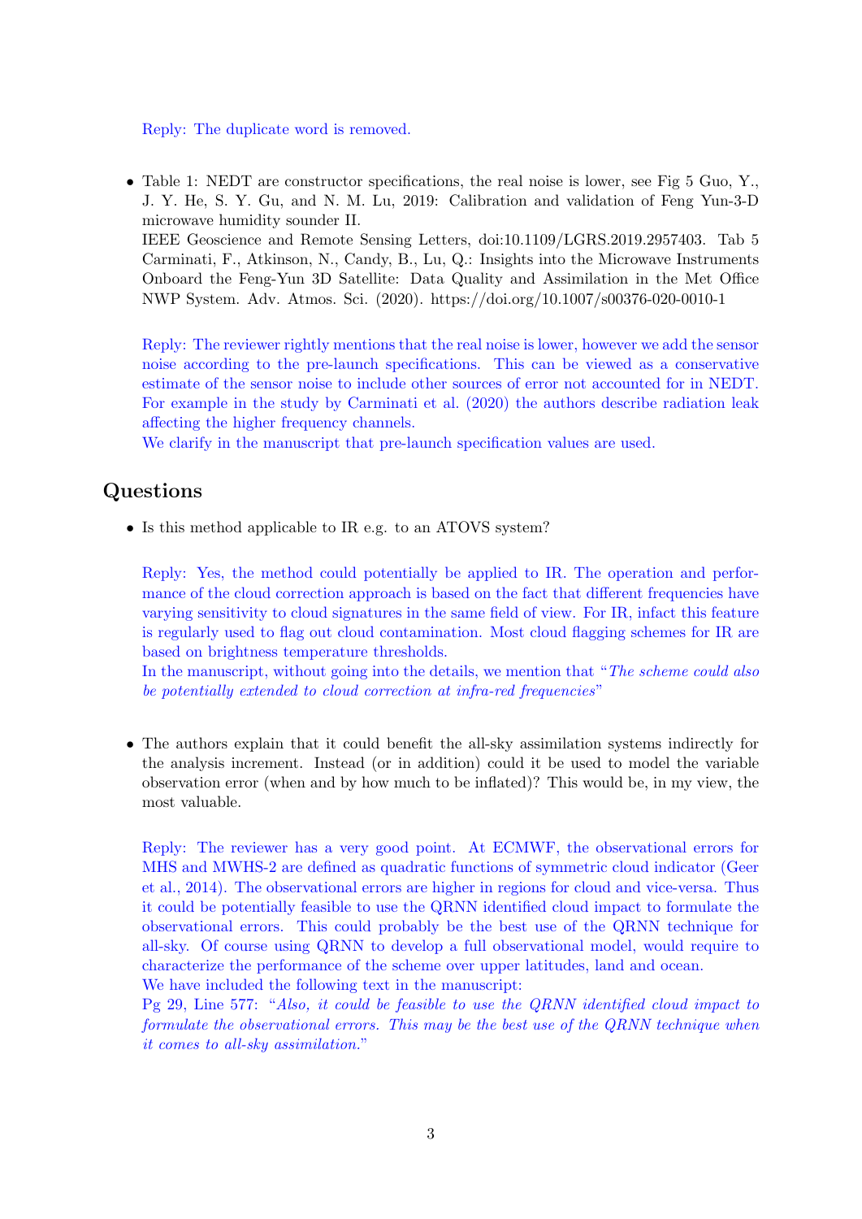Reply: The duplicate word is removed.

- Table 1: NEDT are constructor specifications, the real noise is lower, see Fig 5 Guo, Y., J. Y. He, S. Y. Gu, and N. M. Lu, 2019: Calibration and validation of Feng Yun-3-D microwave humidity sounder II. IEEE Geoscience and Remote Sensing Letters, doi:10.1109/LGRS.2019.2957403. Tab 5 Carminati, F., Atkinson, N., Candy, B., Lu, Q.: Insights into the Microwave Instruments Onboard the Feng-Yun 3D Satellite: Data Quality and Assimilation in the Met Office NWP System. Adv. Atmos. Sci. (2020). https://doi.org/10.1007/s00376-020-0010-1

  Reply: The reviewer rightly mentions that the real noise is lower, however we add the sensor noise according to the pre-launch specifications. This can be viewed as a conservative estimate of the sensor noise to include other sources of error not accounted for in NEDT. For example in the study by Carminati et al. (2020) the authors describe radiation leak affecting the higher frequency channels.
  We clarify in the manuscript that pre-launch specification values are used.

## Questions

- Is this method applicable to IR e.g. to an ATOVS system?

  Reply: Yes, the method could potentially be applied to IR. The operation and performance of the cloud correction approach is based on the fact that different frequencies have varying sensitivity to cloud signatures in the same field of view. For IR, infact this feature is regularly used to flag out cloud contamination. Most cloud flagging schemes for IR are based on brightness temperature thresholds.
  In the manuscript, without going into the details, we mention that "*The scheme could also be potentially extended to cloud correction at infra-red frequencies*"

- The authors explain that it could benefit the all-sky assimilation systems indirectly for the analysis increment. Instead (or in addition) could it be used to model the variable observation error (when and by how much to be inflated)? This would be, in my view, the most valuable.

  Reply: The reviewer has a very good point. At ECMWF, the observational errors for MHS and MWHS-2 are defined as quadratic functions of symmetric cloud indicator (Geer et al., 2014). The observational errors are higher in regions for cloud and vice-versa. Thus it could be potentially feasible to use the QRNN identified cloud impact to formulate the observational errors. This could probably be the best use of the QRNN technique for all-sky. Of course using QRNN to develop a full observational model, would require to characterize the performance of the scheme over upper latitudes, land and ocean.
  We have included the following text in the manuscript:
  Pg 29, Line 577: "*Also, it could be feasible to use the QRNN identified cloud impact to formulate the observational errors. This may be the best use of the QRNN technique when it comes to all-sky assimilation.*"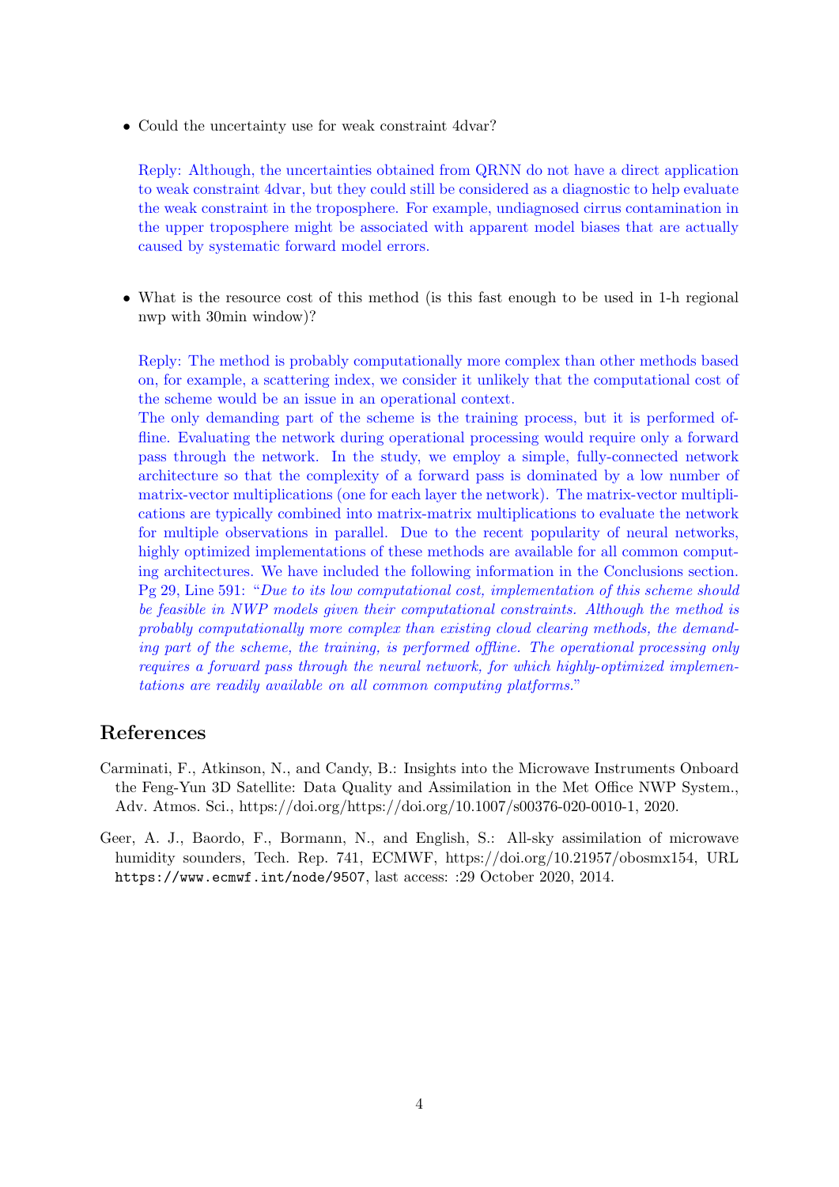- Could the uncertainty use for weak constraint 4dvar?

  Reply: Although, the uncertainties obtained from QRNN do not have a direct application to weak constraint 4dvar, but they could still be considered as a diagnostic to help evaluate the weak constraint in the troposphere. For example, undiagnosed cirrus contamination in the upper troposphere might be associated with apparent model biases that are actually caused by systematic forward model errors.

- What is the resource cost of this method (is this fast enough to be used in 1-h regional nwp with 30min window)?

  Reply: The method is probably computationally more complex than other methods based on, for example, a scattering index, we consider it unlikely that the computational cost of the scheme would be an issue in an operational context.
  The only demanding part of the scheme is the training process, but it is performed offline. Evaluating the network during operational processing would require only a forward pass through the network. In the study, we employ a simple, fully-connected network architecture so that the complexity of a forward pass is dominated by a low number of matrix-vector multiplications (one for each layer the network). The matrix-vector multiplications are typically combined into matrix-matrix multiplications to evaluate the network for multiple observations in parallel. Due to the recent popularity of neural networks, highly optimized implementations of these methods are available for all common computing architectures. We have included the following information in the Conclusions section.
  Pg 29, Line 591: "*Due to its low computational cost, implementation of this scheme should be feasible in NWP models given their computational constraints. Although the method is probably computationally more complex than existing cloud clearing methods, the demanding part of the scheme, the training, is performed offline. The operational processing only requires a forward pass through the neural network, for which highly-optimized implementations are readily available on all common computing platforms.*"

## References

Carminati, F., Atkinson, N., and Candy, B.: Insights into the Microwave Instruments Onboard the Feng-Yun 3D Satellite: Data Quality and Assimilation in the Met Office NWP System., Adv. Atmos. Sci., https://doi.org/https://doi.org/10.1007/s00376-020-0010-1, 2020.

Geer, A. J., Baordo, F., Bormann, N., and English, S.: All-sky assimilation of microwave humidity sounders, Tech. Rep. 741, ECMWF, https://doi.org/10.21957/obosmx154, URL `https://www.ecmwf.int/node/9507`, last access: :29 October 2020, 2014.